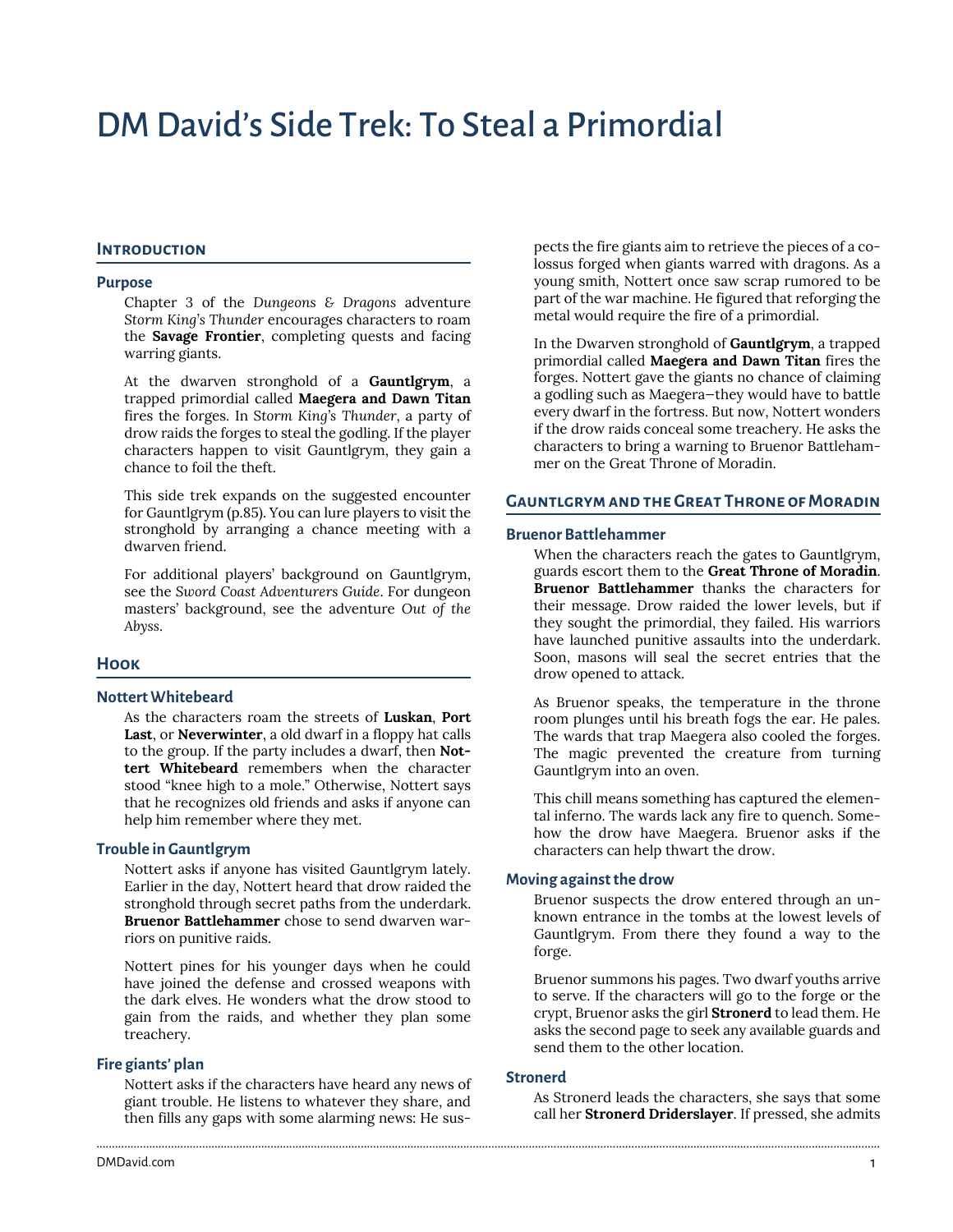# DM David's Side Trek: To Steal a Primordial

## Introduction

### Purpose

Chapter 3 of the *Dungeons & Dragons* adventure *Storm King's Thunder* encourages characters to roam the **Savage Frontier**, completing quests and facing warring giants.

At the dwarven stronghold of a **Gauntlgrym**, a trapped primordial called **Maegera and Dawn Titan** fires the forges. In *Storm King's Thunder*, a party of drow raids the forges to steal the godling. If the player characters happen to visit Gauntlgrym, they gain a chance to foil the theft.

This side trek expands on the suggested encounter for Gauntlgrym (p.85). You can lure players to visit the stronghold by arranging a chance meeting with a dwarven friend.

For additional players' background on Gauntlgrym, see the *Sword Coast Adventurers Guide*. For dungeon masters' background, see the adventure *Out of the Abyss*.

## Hook

### Nottert Whitebeard

As the characters roam the streets of **Luskan**, **Port Last**, or **Neverwinter**, a old dwarf in a floppy hat calls to the group. If the party includes a dwarf, then **Nottert Whitebeard** remembers when the character stood "knee high to a mole." Otherwise, Nottert says that he recognizes old friends and asks if anyone can help him remember where they met.

### Trouble in Gauntlgrym

Nottert asks if anyone has visited Gauntlgrym lately. Earlier in the day, Nottert heard that drow raided the stronghold through secret paths from the underdark. **Bruenor Battlehammer** chose to send dwarven warriors on punitive raids.

Nottert pines for his younger days when he could have joined the defense and crossed weapons with the dark elves. He wonders what the drow stood to gain from the raids, and whether they plan some treachery.

### Fire giants' plan

Nottert asks if the characters have heard any news of giant trouble. He listens to whatever they share, and then fills any gaps with some alarming news: He suspects the fire giants aim to retrieve the pieces of a colossus forged when giants warred with dragons. As a young smith, Nottert once saw scrap rumored to be part of the war machine. He figured that reforging the metal would require the fire of a primordial.

In the Dwarven stronghold of **Gauntlgrym**, a trapped primordial called **Maegera and Dawn Titan** fires the forges. Nottert gave the giants no chance of claiming a godling such as Maegera—they would have to battle every dwarf in the fortress. But now, Nottert wonders if the drow raids conceal some treachery. He asks the characters to bring a warning to Bruenor Battlehammer on the Great Throne of Moradin.

## Gauntlgrym and the Great Throne of Moradin

### Bruenor Battlehammer

When the characters reach the gates to Gauntlgrym, guards escort them to the **Great Throne of Moradin**. **Bruenor Battlehammer** thanks the characters for their message. Drow raided the lower levels, but if they sought the primordial, they failed. His warriors have launched punitive assaults into the underdark. Soon, masons will seal the secret entries that the drow opened to attack.

As Bruenor speaks, the temperature in the throne room plunges until his breath fogs the ear. He pales. The wards that trap Maegera also cooled the forges. The magic prevented the creature from turning Gauntlgrym into an oven.

This chill means something has captured the elemental inferno. The wards lack any fire to quench. Somehow the drow have Maegera. Bruenor asks if the characters can help thwart the drow.

### Moving against the drow

Bruenor suspects the drow entered through an unknown entrance in the tombs at the lowest levels of Gauntlgrym. From there they found a way to the forge.

Bruenor summons his pages. Two dwarf youths arrive to serve. If the characters will go to the forge or the crypt, Bruenor asks the girl **Stronerd** to lead them. He asks the second page to seek any available guards and send them to the other location.

### Stronerd

As Stronerd leads the characters, she says that some call her **Stronerd Driderslayer**. If pressed, she admits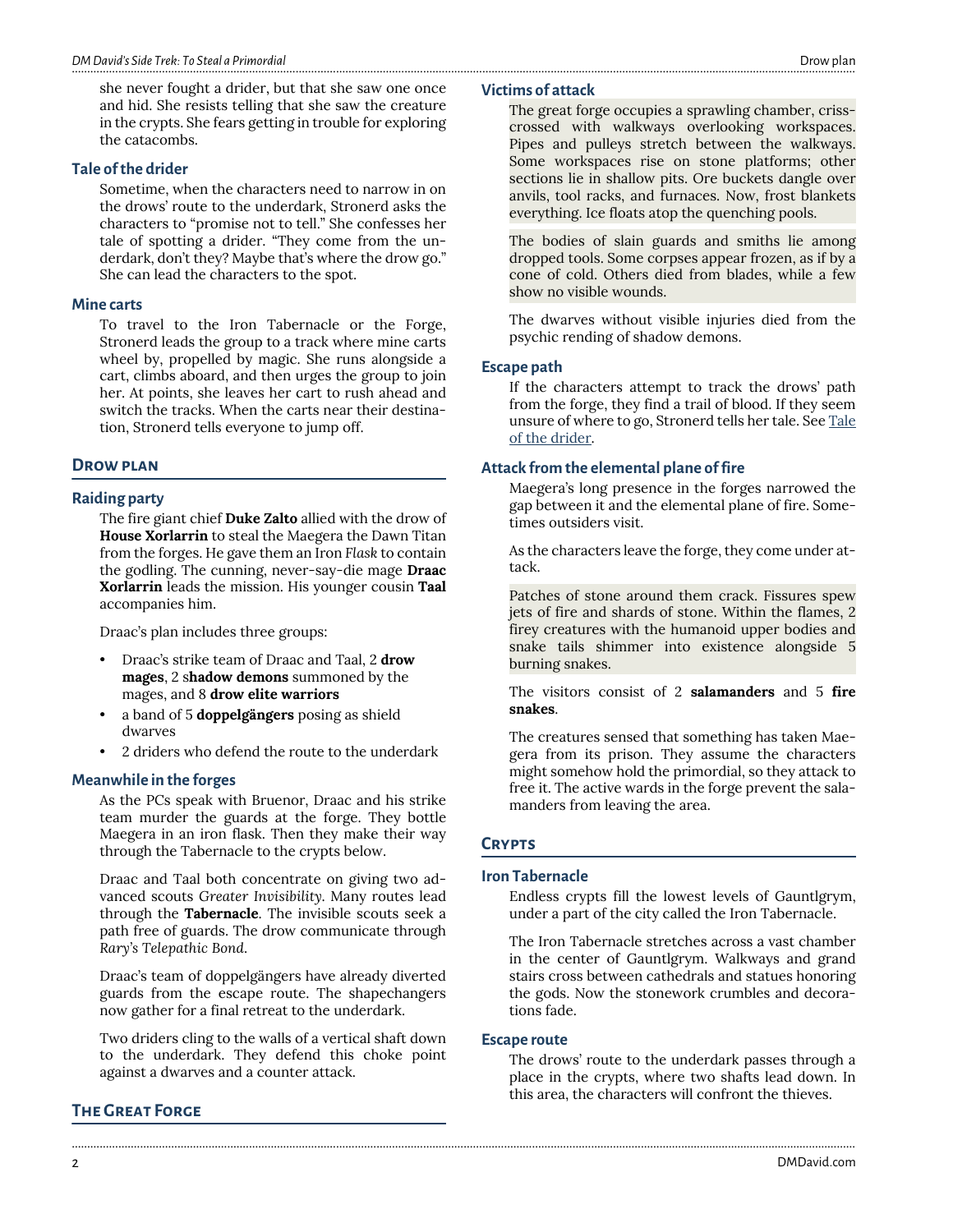she never fought a drider, but that she saw one once and hid. She resists telling that she saw the creature in the crypts. She fears getting in trouble for exploring the catacombs.

### Tale of the drider

Sometime, when the characters need to narrow in on the drows' route to the underdark, Stronerd asks the characters to "promise not to tell." She confesses her tale of spotting a drider. "They come from the underdark, don't they? Maybe that's where the drow go." She can lead the characters to the spot.

### Mine carts

To travel to the Iron Tabernacle or the Forge, Stronerd leads the group to a track where mine carts wheel by, propelled by magic. She runs alongside a cart, climbs aboard, and then urges the group to join her. At points, she leaves her cart to rush ahead and switch the tracks. When the carts near their destination, Stronerd tells everyone to jump off.

## Drow plan

### Raiding party

The fire giant chief **Duke Zalto** allied with the drow of **House Xorlarrin** to steal the Maegera the Dawn Titan from the forges. He gave them an Iron *Flask* to contain the godling. The cunning, never-say-die mage **Draac Xorlarrin** leads the mission. His younger cousin **Taal** accompanies him.

Draac's plan includes three groups:

- Draac's strike team of Draac and Taal, 2 **drow mages**, 2 s**hadow demons** summoned by the mages, and 8 **drow elite warriors**
- a band of 5 **doppelgängers** posing as shield dwarves
- 2 driders who defend the route to the underdark

### Meanwhile in the forges

As the PCs speak with Bruenor, Draac and his strike team murder the guards at the forge. They bottle Maegera in an iron flask. Then they make their way through the Tabernacle to the crypts below.

Draac and Taal both concentrate on giving two advanced scouts *Greater Invisibility*. Many routes lead through the **Tabernacle**. The invisible scouts seek a path free of guards. The drow communicate through *Rary's Telepathic Bond*.

Draac's team of doppelgängers have already diverted guards from the escape route. The shapechangers now gather for a final retreat to the underdark.

Two driders cling to the walls of a vertical shaft down to the underdark. They defend this choke point against a dwarves and a counter attack.

## The Great Forge

### Victims of attack

> The great forge occupies a sprawling chamber, criss-crossed with walkways overlooking workspaces. Pipes and pulleys stretch between the walkways. Some workspaces rise on stone platforms; other sections lie in shallow pits. Ore buckets dangle over anvils, tool racks, and furnaces. Now, frost blankets everything. Ice floats atop the quenching pools.

> The bodies of slain guards and smiths lie among dropped tools. Some corpses appear frozen, as if by a cone of cold. Others died from blades, while a few show no visible wounds.

The dwarves without visible injuries died from the psychic rending of shadow demons.

### Escape path

If the characters attempt to track the drows' path from the forge, they find a trail of blood. If they seem unsure of where to go, Stronerd tells her tale. See Tale of the drider.

### Attack from the elemental plane of fire

Maegera's long presence in the forges narrowed the gap between it and the elemental plane of fire. Sometimes outsiders visit.

As the characters leave the forge, they come under attack.

> Patches of stone around them crack. Fissures spew jets of fire and shards of stone. Within the flames, 2 firey creatures with the humanoid upper bodies and snake tails shimmer into existence alongside 5 burning snakes.

The visitors consist of 2 **salamanders** and 5 **fire snakes**.

The creatures sensed that something has taken Maegera from its prison. They assume the characters might somehow hold the primordial, so they attack to free it. The active wards in the forge prevent the salamanders from leaving the area.

## Crypts

### Iron Tabernacle

Endless crypts fill the lowest levels of Gauntlgrym, under a part of the city called the Iron Tabernacle.

The Iron Tabernacle stretches across a vast chamber in the center of Gauntlgrym. Walkways and grand stairs cross between cathedrals and statues honoring the gods. Now the stonework crumbles and decorations fade.

### Escape route

The drows' route to the underdark passes through a place in the crypts, where two shafts lead down. In this area, the characters will confront the thieves.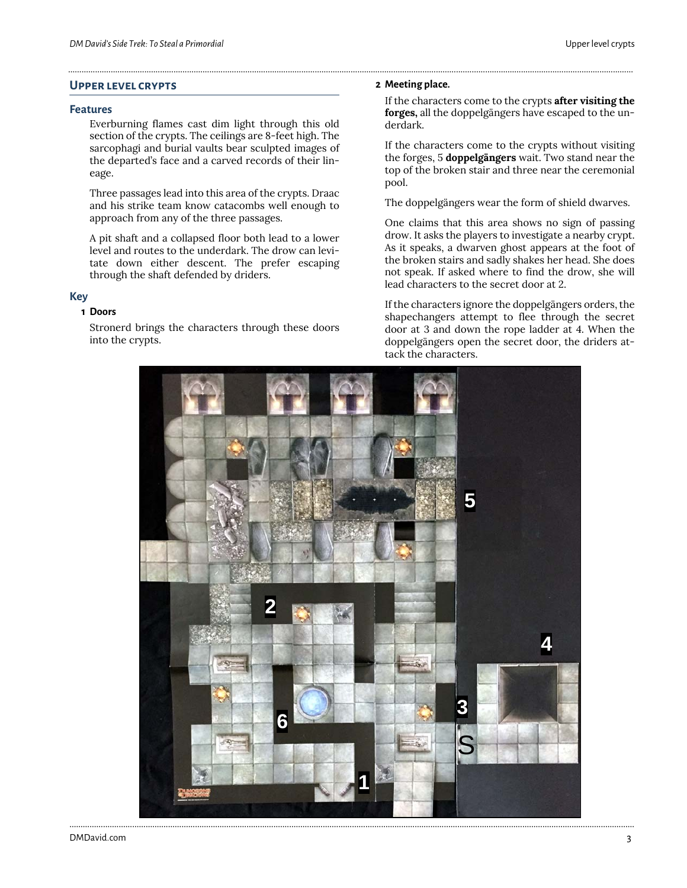## Upper level crypts

### Features

Everburning flames cast dim light through this old section of the crypts. The ceilings are 8-feet high. The sarcophagi and burial vaults bear sculpted images of the departed's face and a carved records of their lineage.

Three passages lead into this area of the crypts. Draac and his strike team know catacombs well enough to approach from any of the three passages.

A pit shaft and a collapsed floor both lead to a lower level and routes to the underdark. The drow can levitate down either descent. The prefer escaping through the shaft defended by driders.

### Key

**1 Doors**

Stronerd brings the characters through these doors into the crypts.

**2 Meeting place.**

If the characters come to the crypts **after visiting the forges,** all the doppelgängers have escaped to the underdark.

If the characters come to the crypts without visiting the forges, 5 **doppelgängers** wait. Two stand near the top of the broken stair and three near the ceremonial pool.

The doppelgängers wear the form of shield dwarves.

One claims that this area shows no sign of passing drow. It asks the players to investigate a nearby crypt. As it speaks, a dwarven ghost appears at the foot of the broken stairs and sadly shakes her head. She does not speak. If asked where to find the drow, she will lead characters to the secret door at 2.

If the characters ignore the doppelgängers orders, the shapechangers attempt to flee through the secret door at 3 and down the rope ladder at 4. When the doppelgängers open the secret door, the driders attack the characters.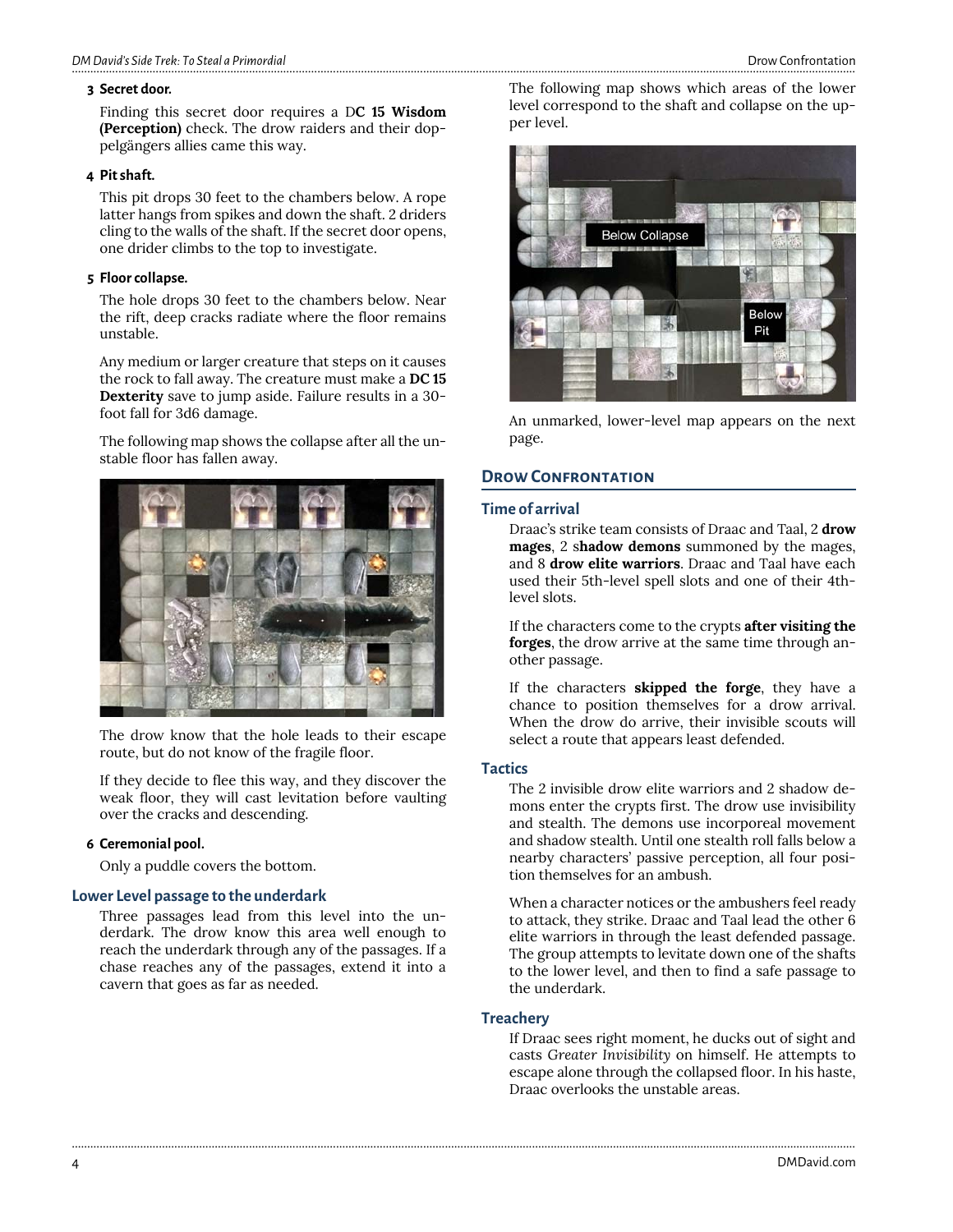**3 Secret door.**

Finding this secret door requires a D**C 15 Wisdom (Perception)** check. The drow raiders and their doppelgängers allies came this way.

**4 Pit shaft.**

This pit drops 30 feet to the chambers below. A rope latter hangs from spikes and down the shaft. 2 driders cling to the walls of the shaft. If the secret door opens, one drider climbs to the top to investigate.

**5 Floor collapse.**

The hole drops 30 feet to the chambers below. Near the rift, deep cracks radiate where the floor remains unstable.

Any medium or larger creature that steps on it causes the rock to fall away. The creature must make a **DC 15 Dexterity** save to jump aside. Failure results in a 30-foot fall for 3d6 damage.

The following map shows the collapse after all the unstable floor has fallen away.

The drow know that the hole leads to their escape route, but do not know of the fragile floor.

If they decide to flee this way, and they discover the weak floor, they will cast levitation before vaulting over the cracks and descending.

**6 Ceremonial pool.**

Only a puddle covers the bottom.

### Lower Level passage to the underdark

Three passages lead from this level into the underdark. The drow know this area well enough to reach the underdark through any of the passages. If a chase reaches any of the passages, extend it into a cavern that goes as far as needed.

The following map shows which areas of the lower level correspond to the shaft and collapse on the upper level.

An unmarked, lower-level map appears on the next page.

## Drow Confrontation

### Time of arrival

Draac's strike team consists of Draac and Taal, 2 **drow mages**, 2 s**hadow demons** summoned by the mages, and 8 **drow elite warriors**. Draac and Taal have each used their 5th-level spell slots and one of their 4th-level slots.

If the characters come to the crypts **after visiting the forges**, the drow arrive at the same time through another passage.

If the characters **skipped the forge**, they have a chance to position themselves for a drow arrival. When the drow do arrive, their invisible scouts will select a route that appears least defended.

### Tactics

The 2 invisible drow elite warriors and 2 shadow demons enter the crypts first. The drow use invisibility and stealth. The demons use incorporeal movement and shadow stealth. Until one stealth roll falls below a nearby characters' passive perception, all four position themselves for an ambush.

When a character notices or the ambushers feel ready to attack, they strike. Draac and Taal lead the other 6 elite warriors in through the least defended passage. The group attempts to levitate down one of the shafts to the lower level, and then to find a safe passage to the underdark.

### Treachery

If Draac sees right moment, he ducks out of sight and casts *Greater Invisibility* on himself. He attempts to escape alone through the collapsed floor. In his haste, Draac overlooks the unstable areas.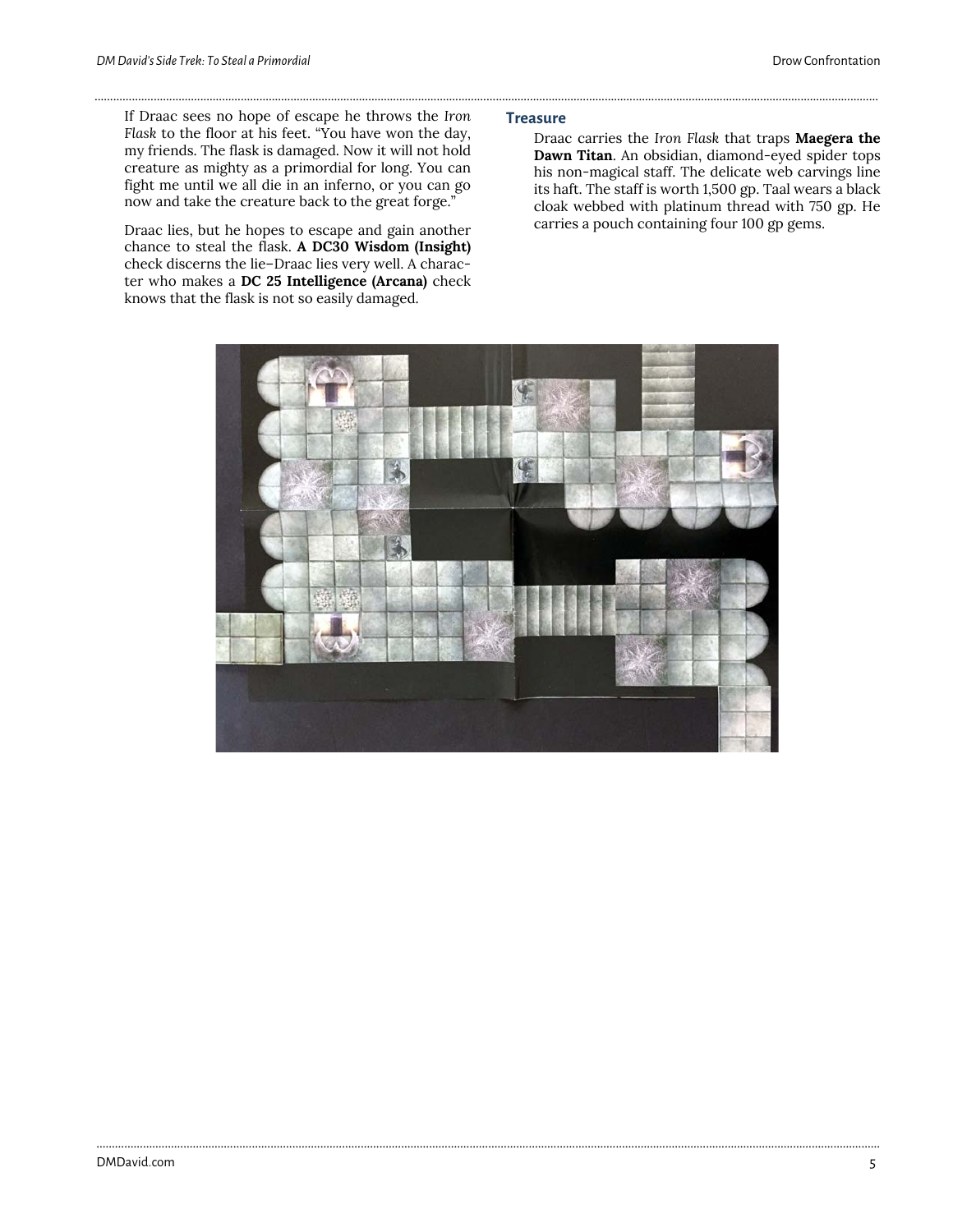If Draac sees no hope of escape he throws the *Iron Flask* to the floor at his feet. "You have won the day, my friends. The flask is damaged. Now it will not hold creature as mighty as a primordial for long. You can fight me until we all die in an inferno, or you can go now and take the creature back to the great forge."

Draac lies, but he hopes to escape and gain another chance to steal the flask. **A DC30 Wisdom (Insight)** check discerns the lie–Draac lies very well. A character who makes a **DC 25 Intelligence (Arcana)** check knows that the flask is not so easily damaged.

### Treasure

Draac carries the *Iron Flask* that traps **Maegera the Dawn Titan**. An obsidian, diamond-eyed spider tops his non-magical staff. The delicate web carvings line its haft. The staff is worth 1,500 gp. Taal wears a black cloak webbed with platinum thread with 750 gp. He carries a pouch containing four 100 gp gems.